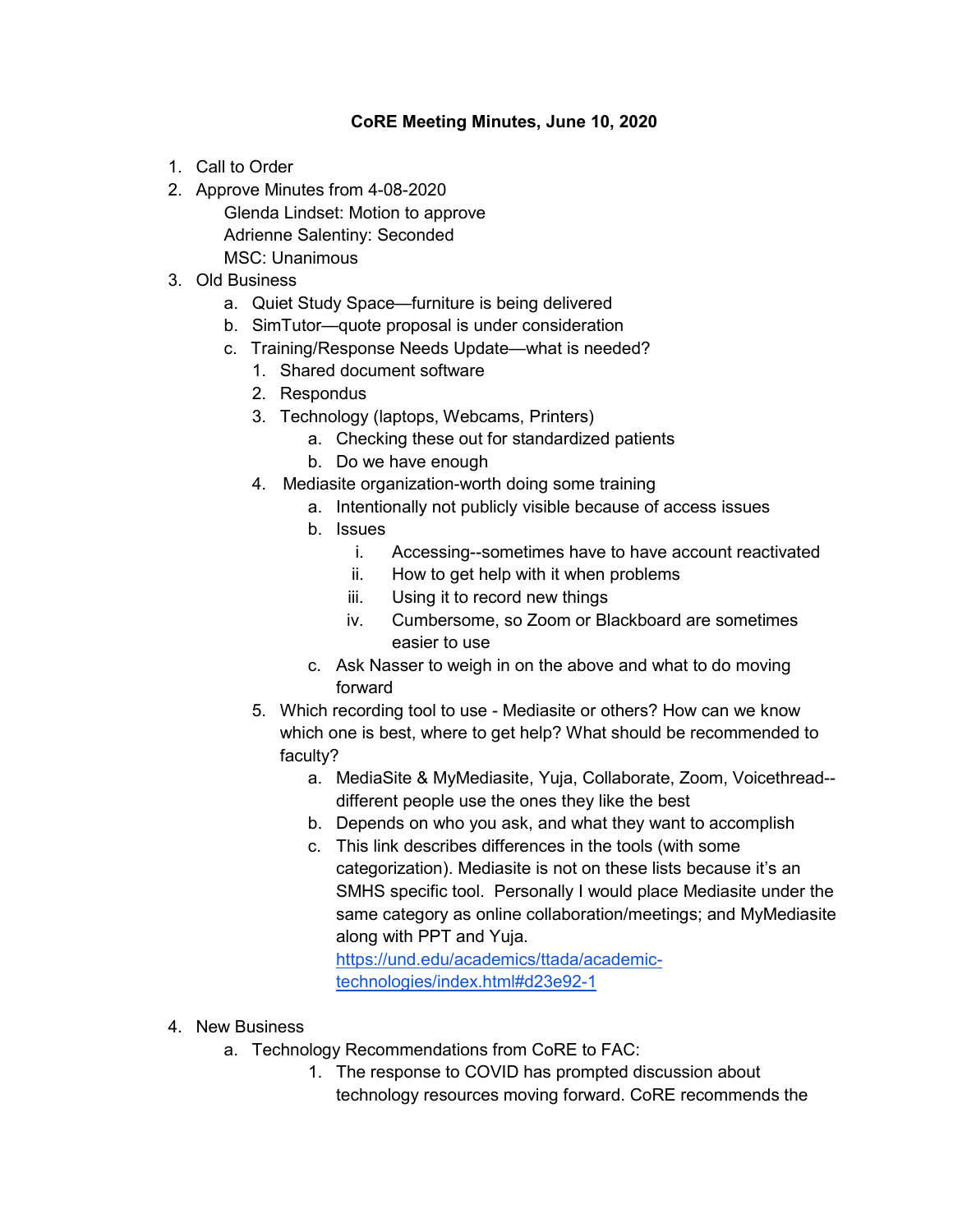# CoRE Meeting Minutes, June 10, 2020

1. Call to Order
2. Approve Minutes from 4-08-2020
   Glenda Lindset: Motion to approve
   Adrienne Salentiny: Seconded
   MSC: Unanimous
3. Old Business
   a. Quiet Study Space—furniture is being delivered
   b. SimTutor—quote proposal is under consideration
   c. Training/Response Needs Update—what is needed?
      1. Shared document software
      2. Respondus
      3. Technology (laptops, Webcams, Printers)
         a. Checking these out for standardized patients
         b. Do we have enough
      4. Mediasite organization-worth doing some training
         a. Intentionally not publicly visible because of access issues
         b. Issues
            i. Accessing--sometimes have to have account reactivated
            ii. How to get help with it when problems
            iii. Using it to record new things
            iv. Cumbersome, so Zoom or Blackboard are sometimes easier to use
         c. Ask Nasser to weigh in on the above and what to do moving forward
      5. Which recording tool to use - Mediasite or others? How can we know which one is best, where to get help? What should be recommended to faculty?
         a. MediaSite & MyMediasite, Yuja, Collaborate, Zoom, Voicethread--different people use the ones they like the best
         b. Depends on who you ask, and what they want to accomplish
         c. This link describes differences in the tools (with some categorization). Mediasite is not on these lists because it's an SMHS specific tool. Personally I would place Mediasite under the same category as online collaboration/meetings; and MyMediasite along with PPT and Yuja.
            https://und.edu/academics/ttada/academic-technologies/index.html#d23e92-1
4. New Business
   a. Technology Recommendations from CoRE to FAC:
      1. The response to COVID has prompted discussion about technology resources moving forward. CoRE recommends the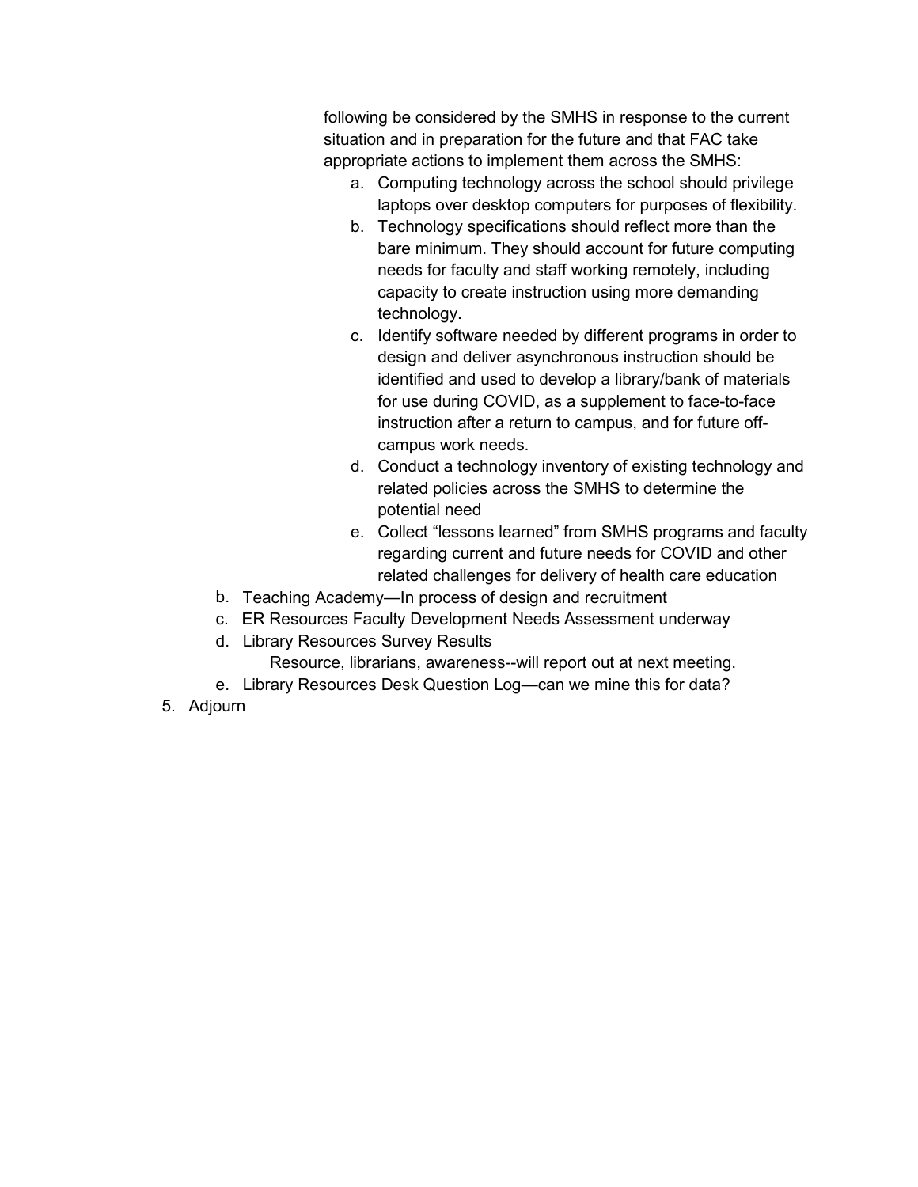following be considered by the SMHS in response to the current situation and in preparation for the future and that FAC take appropriate actions to implement them across the SMHS:

   a. Computing technology across the school should privilege laptops over desktop computers for purposes of flexibility.
   b. Technology specifications should reflect more than the bare minimum. They should account for future computing needs for faculty and staff working remotely, including capacity to create instruction using more demanding technology.
   c. Identify software needed by different programs in order to design and deliver asynchronous instruction should be identified and used to develop a library/bank of materials for use during COVID, as a supplement to face-to-face instruction after a return to campus, and for future off-campus work needs.
   d. Conduct a technology inventory of existing technology and related policies across the SMHS to determine the potential need
   e. Collect "lessons learned" from SMHS programs and faculty regarding current and future needs for COVID and other related challenges for delivery of health care education

b. Teaching Academy—In process of design and recruitment
c. ER Resources Faculty Development Needs Assessment underway
d. Library Resources Survey Results
   Resource, librarians, awareness--will report out at next meeting.
e. Library Resources Desk Question Log—can we mine this for data?

5. Adjourn